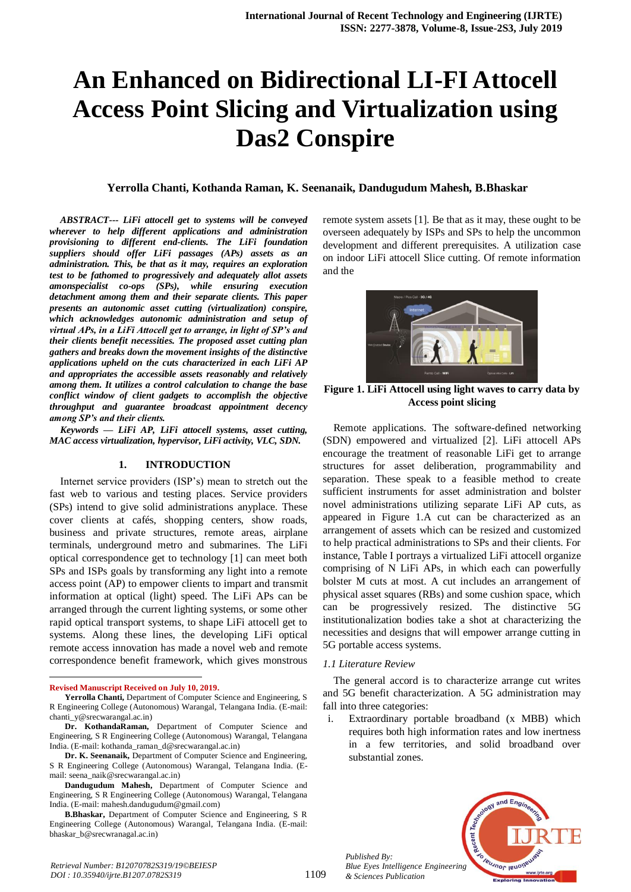// An Enhanced on Bidirectional LI-FI Attocell Access Point Slicing and Virtualization using Das2 Conspire

**Yerrolla Chanti, Kothanda Raman, K. Seenanaik, Dandugudum Mahesh, B.Bhaskar**

***ABSTRACT--- LiFi attocell get to systems will be conveyed wherever to help different applications and administration provisioning to different end-clients. The LiFi foundation suppliers should offer LiFi passages (APs) assets as an administration. This, be that as it may, requires an exploration test to be fathomed to progressively and adequately allot assets amonspecialist co-ops (SPs), while ensuring execution detachment among them and their separate clients. This paper presents an autonomic asset cutting (virtualization) conspire, which acknowledges autonomic administration and setup of virtual APs, in a LiFi Attocell get to arrange, in light of SP's and their clients benefit necessities. The proposed asset cutting plan gathers and breaks down the movement insights of the distinctive applications upheld on the cuts characterized in each LiFi AP and appropriates the accessible assets reasonably and relatively among them. It utilizes a control calculation to change the base conflict window of client gadgets to accomplish the objective throughput and guarantee broadcast appointment decency among SP's and their clients.***

***Keywords — LiFi AP, LiFi attocell systems, asset cutting, MAC access virtualization, hypervisor, LiFi activity, VLC, SDN.***

## 1. INTRODUCTION

Internet service providers (ISP's) mean to stretch out the fast web to various and testing places. Service providers (SPs) intend to give solid administrations anyplace. These cover clients at cafés, shopping centers, show roads, business and private structures, remote areas, airplane terminals, underground metro and submarines. The LiFi optical correspondence get to technology [1] can meet both SPs and ISPs goals by transforming any light into a remote access point (AP) to empower clients to impart and transmit information at optical (light) speed. The LiFi APs can be arranged through the current lighting systems, or some other rapid optical transport systems, to shape LiFi attocell get to systems. Along these lines, the developing LiFi optical remote access innovation has made a novel web and remote correspondence benefit framework, which gives monstrous remote system assets [1]. Be that as it may, these ought to be overseen adequately by ISPs and SPs to help the uncommon development and different prerequisites. A utilization case on indoor LiFi attocell Slice cutting. Of remote information and the

**Figure 1. LiFi Attocell using light waves to carry data by Access point slicing**

Remote applications. The software-defined networking (SDN) empowered and virtualized [2]. LiFi attocell APs encourage the treatment of reasonable LiFi get to arrange structures for asset deliberation, programmability and separation. These speak to a feasible method to create sufficient instruments for asset administration and bolster novel administrations utilizing separate LiFi AP cuts, as appeared in Figure 1.A cut can be characterized as an arrangement of assets which can be resized and customized to help practical administrations to SPs and their clients. For instance, Table I portrays a virtualized LiFi attocell organize comprising of N LiFi APs, in which each can powerfully bolster M cuts at most. A cut includes an arrangement of physical asset squares (RBs) and some cushion space, which can be progressively resized. The distinctive 5G institutionalization bodies take a shot at characterizing the necessities and designs that will empower arrange cutting in 5G portable access systems.

### *1.1 Literature Review*

The general accord is to characterize arrange cut writes and 5G benefit characterization. A 5G administration may fall into three categories:

i. Extraordinary portable broadband (x MBB) which requires both high information rates and low inertness in a few territories, and solid broadband over substantial zones.

---

**Revised Manuscript Received on July 10, 2019.**

**Yerrolla Chanti,** Department of Computer Science and Engineering, S R Engineering College (Autonomous) Warangal, Telangana India. (E-mail: chanti_y@srecwarangal.ac.in)

**Dr. KothandaRaman,** Department of Computer Science and Engineering, S R Engineering College (Autonomous) Warangal, Telangana India. (E-mail: kothanda_raman_d@srecwarangal.ac.in)

**Dr. K. Seenanaik,** Department of Computer Science and Engineering, S R Engineering College (Autonomous) Warangal, Telangana India. (E-mail: seena_naik@srecwarangal.ac.in)

**Dandugudum Mahesh,** Department of Computer Science and Engineering, S R Engineering College (Autonomous) Warangal, Telangana India. (E-mail: mahesh.dandugudum@gmail.com)

**B.Bhaskar,** Department of Computer Science and Engineering, S R Engineering College (Autonomous) Warangal, Telangana India. (E-mail: bhaskar_b@srecwranagal.ac.in)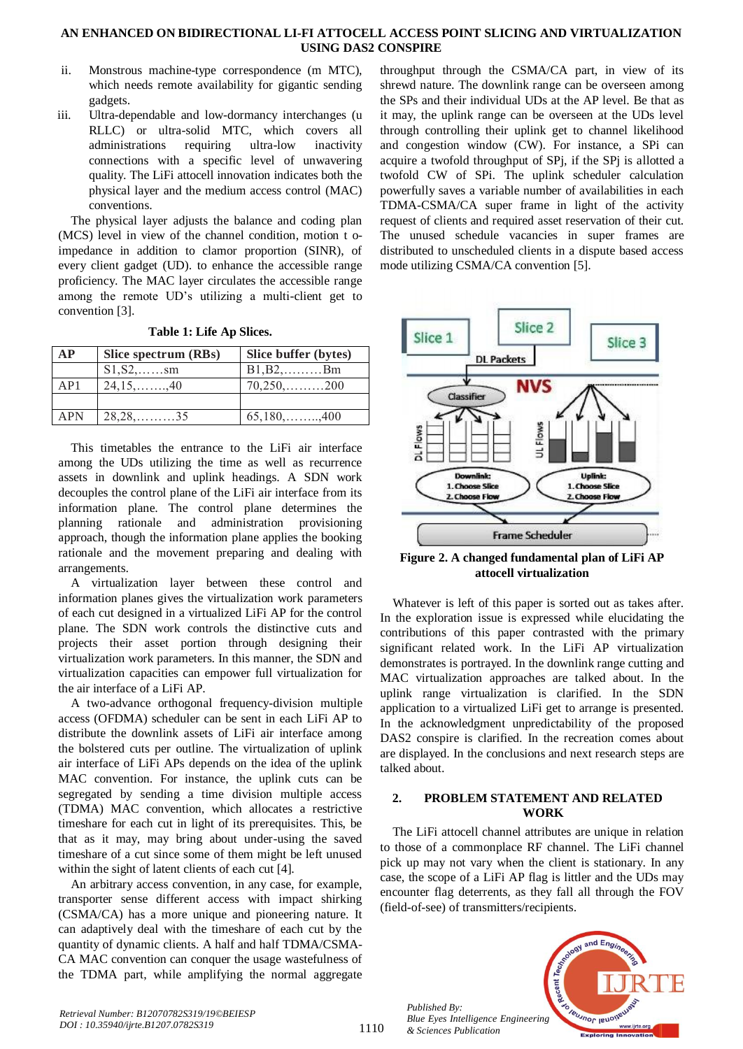ii. Monstrous machine-type correspondence (m MTC), which needs remote availability for gigantic sending gadgets.

iii. Ultra-dependable and low-dormancy interchanges (u RLLC) or ultra-solid MTC, which covers all administrations requiring ultra-low inactivity connections with a specific level of unwavering quality. The LiFi attocell innovation indicates both the physical layer and the medium access control (MAC) conventions.

The physical layer adjusts the balance and coding plan (MCS) level in view of the channel condition, motion t o-impedance in addition to clamor proportion (SINR), of every client gadget (UD). to enhance the accessible range proficiency. The MAC layer circulates the accessible range among the remote UD's utilizing a multi-client get to convention [3].

**Table 1: Life Ap Slices.**

| AP | Slice spectrum (RBs) | Slice buffer (bytes) |
|---|---|---|
| | S1,S2,……sm | B1,B2,………Bm |
| AP1 | 24,15,……..,40 | 70,250,………200 |
| | | |
| APN | 28,28,………35 | 65,180,……..,400 |

This timetables the entrance to the LiFi air interface among the UDs utilizing the time as well as recurrence assets in downlink and uplink headings. A SDN work decouples the control plane of the LiFi air interface from its information plane. The control plane determines the planning rationale and administration provisioning approach, though the information plane applies the booking rationale and the movement preparing and dealing with arrangements.

A virtualization layer between these control and information planes gives the virtualization work parameters of each cut designed in a virtualized LiFi AP for the control plane. The SDN work controls the distinctive cuts and projects their asset portion through designing their virtualization work parameters. In this manner, the SDN and virtualization capacities can empower full virtualization for the air interface of a LiFi AP.

A two-advance orthogonal frequency-division multiple access (OFDMA) scheduler can be sent in each LiFi AP to distribute the downlink assets of LiFi air interface among the bolstered cuts per outline. The virtualization of uplink air interface of LiFi APs depends on the idea of the uplink MAC convention. For instance, the uplink cuts can be segregated by sending a time division multiple access (TDMA) MAC convention, which allocates a restrictive timeshare for each cut in light of its prerequisites. This, be that as it may, may bring about under-using the saved timeshare of a cut since some of them might be left unused within the sight of latent clients of each cut [4].

An arbitrary access convention, in any case, for example, transporter sense different access with impact shirking (CSMA/CA) has a more unique and pioneering nature. It can adaptively deal with the timeshare of each cut by the quantity of dynamic clients. A half and half TDMA/CSMA-CA MAC convention can conquer the usage wastefulness of the TDMA part, while amplifying the normal aggregate throughput through the CSMA/CA part, in view of its shrewd nature. The downlink range can be overseen among the SPs and their individual UDs at the AP level. Be that as it may, the uplink range can be overseen at the UDs level through controlling their uplink get to channel likelihood and congestion window (CW). For instance, a SPi can acquire a twofold throughput of SPj, if the SPj is allotted a twofold CW of SPi. The uplink scheduler calculation powerfully saves a variable number of availabilities in each TDMA-CSMA/CA super frame in light of the activity request of clients and required asset reservation of their cut. The unused schedule vacancies in super frames are distributed to unscheduled clients in a dispute based access mode utilizing CSMA/CA convention [5].

**Figure 2. A changed fundamental plan of LiFi AP attocell virtualization**

Whatever is left of this paper is sorted out as takes after. In the exploration issue is expressed while elucidating the contributions of this paper contrasted with the primary significant related work. In the LiFi AP virtualization demonstrates is portrayed. In the downlink range cutting and MAC virtualization approaches are talked about. In the uplink range virtualization is clarified. In the SDN application to a virtualized LiFi get to arrange is presented. In the acknowledgment unpredictability of the proposed DAS2 conspire is clarified. In the recreation comes about are displayed. In the conclusions and next research steps are talked about.

## 2. PROBLEM STATEMENT AND RELATED WORK

The LiFi attocell channel attributes are unique in relation to those of a commonplace RF channel. The LiFi channel pick up may not vary when the client is stationary. In any case, the scope of a LiFi AP flag is littler and the UDs may encounter flag deterrents, as they fall all through the FOV (field-of-see) of transmitters/recipients.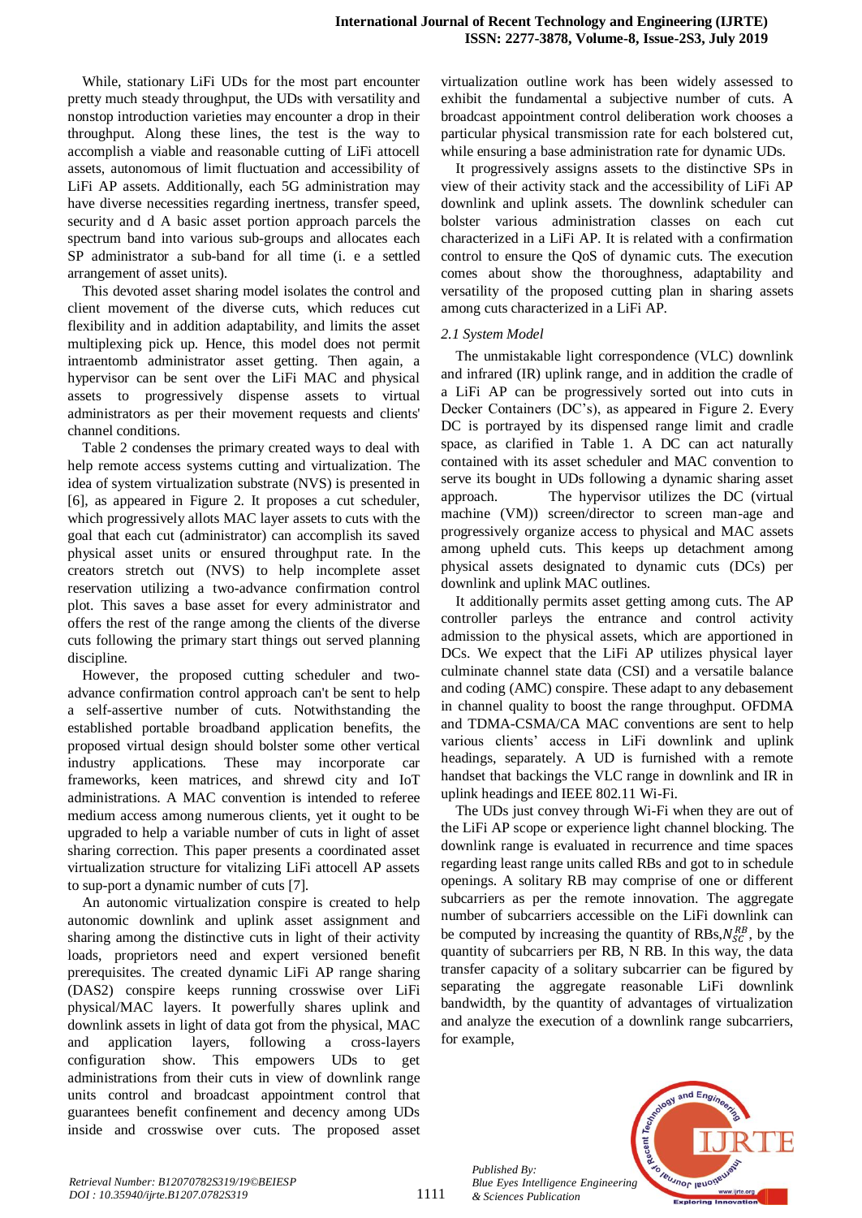While, stationary LiFi UDs for the most part encounter pretty much steady throughput, the UDs with versatility and nonstop introduction varieties may encounter a drop in their throughput. Along these lines, the test is the way to accomplish a viable and reasonable cutting of LiFi attocell assets, autonomous of limit fluctuation and accessibility of LiFi AP assets. Additionally, each 5G administration may have diverse necessities regarding inertness, transfer speed, security and d A basic asset portion approach parcels the spectrum band into various sub-groups and allocates each SP administrator a sub-band for all time (i. e a settled arrangement of asset units).

This devoted asset sharing model isolates the control and client movement of the diverse cuts, which reduces cut flexibility and in addition adaptability, and limits the asset multiplexing pick up. Hence, this model does not permit intraentomb administrator asset getting. Then again, a hypervisor can be sent over the LiFi MAC and physical assets to progressively dispense assets to virtual administrators as per their movement requests and clients' channel conditions.

Table 2 condenses the primary created ways to deal with help remote access systems cutting and virtualization. The idea of system virtualization substrate (NVS) is presented in [6], as appeared in Figure 2. It proposes a cut scheduler, which progressively allots MAC layer assets to cuts with the goal that each cut (administrator) can accomplish its saved physical asset units or ensured throughput rate. In the creators stretch out (NVS) to help incomplete asset reservation utilizing a two-advance confirmation control plot. This saves a base asset for every administrator and offers the rest of the range among the clients of the diverse cuts following the primary start things out served planning discipline.

However, the proposed cutting scheduler and two-advance confirmation control approach can't be sent to help a self-assertive number of cuts. Notwithstanding the established portable broadband application benefits, the proposed virtual design should bolster some other vertical industry applications. These may incorporate car frameworks, keen matrices, and shrewd city and IoT administrations. A MAC convention is intended to referee medium access among numerous clients, yet it ought to be upgraded to help a variable number of cuts in light of asset sharing correction. This paper presents a coordinated asset virtualization structure for vitalizing LiFi attocell AP assets to sup-port a dynamic number of cuts [7].

An autonomic virtualization conspire is created to help autonomic downlink and uplink asset assignment and sharing among the distinctive cuts in light of their activity loads, proprietors need and expert versioned benefit prerequisites. The created dynamic LiFi AP range sharing (DAS2) conspire keeps running crosswise over LiFi physical/MAC layers. It powerfully shares uplink and downlink assets in light of data got from the physical, MAC and application layers, following a cross-layers configuration show. This empowers UDs to get administrations from their cuts in view of downlink range units control and broadcast appointment control that guarantees benefit confinement and decency among UDs inside and crosswise over cuts. The proposed asset virtualization outline work has been widely assessed to exhibit the fundamental a subjective number of cuts. A broadcast appointment control deliberation work chooses a particular physical transmission rate for each bolstered cut, while ensuring a base administration rate for dynamic UDs.

It progressively assigns assets to the distinctive SPs in view of their activity stack and the accessibility of LiFi AP downlink and uplink assets. The downlink scheduler can bolster various administration classes on each cut characterized in a LiFi AP. It is related with a confirmation control to ensure the QoS of dynamic cuts. The execution comes about show the thoroughness, adaptability and versatility of the proposed cutting plan in sharing assets among cuts characterized in a LiFi AP.

### *2.1 System Model*

The unmistakable light correspondence (VLC) downlink and infrared (IR) uplink range, and in addition the cradle of a LiFi AP can be progressively sorted out into cuts in Decker Containers (DC's), as appeared in Figure 2. Every DC is portrayed by its dispensed range limit and cradle space, as clarified in Table 1. A DC can act naturally contained with its asset scheduler and MAC convention to serve its bought in UDs following a dynamic sharing asset approach. The hypervisor utilizes the DC (virtual machine (VM)) screen/director to screen man-age and progressively organize access to physical and MAC assets among upheld cuts. This keeps up detachment among physical assets designated to dynamic cuts (DCs) per downlink and uplink MAC outlines.

It additionally permits asset getting among cuts. The AP controller parleys the entrance and control activity admission to the physical assets, which are apportioned in DCs. We expect that the LiFi AP utilizes physical layer culminate channel state data (CSI) and a versatile balance and coding (AMC) conspire. These adapt to any debasement in channel quality to boost the range throughput. OFDMA and TDMA-CSMA/CA MAC conventions are sent to help various clients' access in LiFi downlink and uplink headings, separately. A UD is furnished with a remote handset that backings the VLC range in downlink and IR in uplink headings and IEEE 802.11 Wi-Fi.

The UDs just convey through Wi-Fi when they are out of the LiFi AP scope or experience light channel blocking. The downlink range is evaluated in recurrence and time spaces regarding least range units called RBs and got to in schedule openings. A solitary RB may comprise of one or different subcarriers as per the remote innovation. The aggregate number of subcarriers accessible on the LiFi downlink can be computed by increasing the quantity of RBs, $N_{SC}^{RB}$, by the quantity of subcarriers per RB, N RB. In this way, the data transfer capacity of a solitary subcarrier can be figured by separating the aggregate reasonable LiFi downlink bandwidth, by the quantity of advantages of virtualization and analyze the execution of a downlink range subcarriers, for example,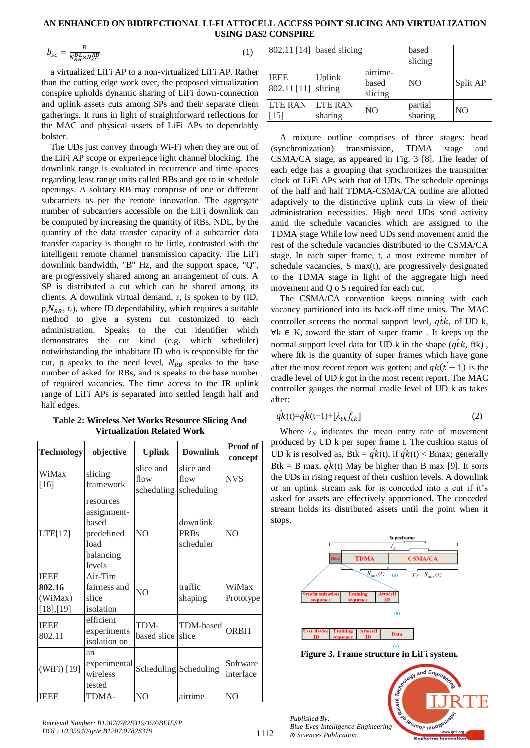$$b_{sc} = \frac{B}{N_{RB}^{DL} \times N_{SC}^{RB}} \quad (1)$$

a virtualized LiFi AP to a non-virtualized LiFi AP. Rather than the cutting edge work over, the proposed virtualization conspire upholds dynamic sharing of LiFi down-connection and uplink assets cuts among SPs and their separate client gatherings. It runs in light of straightforward reflections for the MAC and physical assets of LiFi APs to dependably bolster.

The UDs just convey through Wi-Fi when they are out of the LiFi AP scope or experience light channel blocking. The downlink range is evaluated in recurrence and time spaces regarding least range units called RBs and got to in schedule openings. A solitary RB may comprise of one or different subcarriers as per the remote innovation. The aggregate number of subcarriers accessible on the LiFi downlink can be computed by increasing the quantity of RBs, NDL, by the quantity of the data transfer capacity of a subcarrier data transfer capacity is thought to be little, contrasted with the intelligent remote channel transmission capacity. The LiFi downlink bandwidth, "B" Hz, and the support space, "Q", are progressively shared among an arrangement of cuts. A SP is distributed a cut which can be shared among its clients. A downlink virtual demand, r, is spoken to by (ID, p,$N_{RB}$, $t_s$), where ID dependability, which requires a suitable method to give a system cut customized to each administration. Speaks to the cut identifier which demonstrates the cut kind (e.g. which scheduler) notwithstanding the inhabitant ID who is responsible for the cut, p speaks to the need level, $N_{RB}$ speaks to the base number of asked for RBs, and ts speaks to the base number of required vacancies. The time access to the IR uplink range of LiFi APs is separated into settled length half and half edges.

**Table 2: Wireless Net Works Resource Slicing And Virtualization Related Work**

| Technology | objective | Uplink | Downlink | Proof of concept |
|---|---|---|---|---|
| WiMax [16] | slicing framework | slice and flow scheduling | slice and flow scheduling | NVS |
| LTE[17] | resources assignment-based predefined load balancing levels | NO | downlink PRBs scheduler | NO |
| IEEE **802.16** (WiMax) [18],[19] | Air-Tim fairness and slice isolation | NO | traffic shaping | WiMax Prototype |
| IEEE 802.11 | efficient experiments isolation on | TDM-based slice | TDM-based slice | ORBIT |
| (WiFi) [19] | an experimental wireless tested | Scheduling | Scheduling | Software interface |
| IEEE 802.11 [14] | TDMA-based slicing | NO | airtime based slicing | NO |
| IEEE 802.11 [11] | Uplink slicing | airtime-based slicing | NO | Split AP |
| LTE RAN [15] | LTE RAN sharing | NO | partial sharing | NO |

A mixture outline comprises of three stages: head (synchronization) transmission, TDMA stage and CSMA/CA stage, as appeared in Fig. 3 [8]. The leader of each edge has a grouping that synchronizes the transmitter clock of LiFi APs with that of UDs. The schedule openings of the half and half TDMA-CSMA/CA outline are allotted adaptively to the distinctive uplink cuts in view of their administration necessities. High need UDs send activity amid the schedule vacancies which are assigned to the TDMA stage While low need UDs send movement amid the rest of the schedule vacancies distributed to the CSMA/CA stage. In each super frame, t, a most extreme number of schedule vacancies, S max(t), are progressively designated to the TDMA stage in light of the aggregate high need movement and Q o S required for each cut.

The CSMA/CA convention keeps running with each vacancy partitioned into its back-off time units. The MAC controller screens the normal support level, $q\acute{t}k$, of UD k, ∀k ∈ K, toward the start of super frame . It keeps up the normal support level data for UD k in the shape ($q\acute{t}k$, ftk) , where ftk is the quantity of super frames which have gone after the most recent report was gotten; and $qk(t^{\prime}-1)$ is the cradle level of UD *k* got in the most recent report. The MAC controller gauges the normal cradle level of UD k as takes after:

$$\acute{q}k(t) = \acute{q}k(t-1) + [\lambda_{tk} f_{tk}] \quad (2)$$

Where $\lambda_{tk}$ indicates the mean entry rate of movement produced by UD k per super frame t. The cushion status of UD k is resolved as, Btk = $\acute{q}k$(t), if $\acute{q}k$(t) < Bmax; generally Btk = B max. $\acute{q}k$(t) May be higher than B max [9]. It sorts the UDs in rising request of their cushion levels. A downlink or an uplink stream ask for is conceded into a cut if it's asked for assets are effectively apportioned. The conceded stream holds its distributed assets until the point when it stops.

**Figure 3. Frame structure in LiFi system.**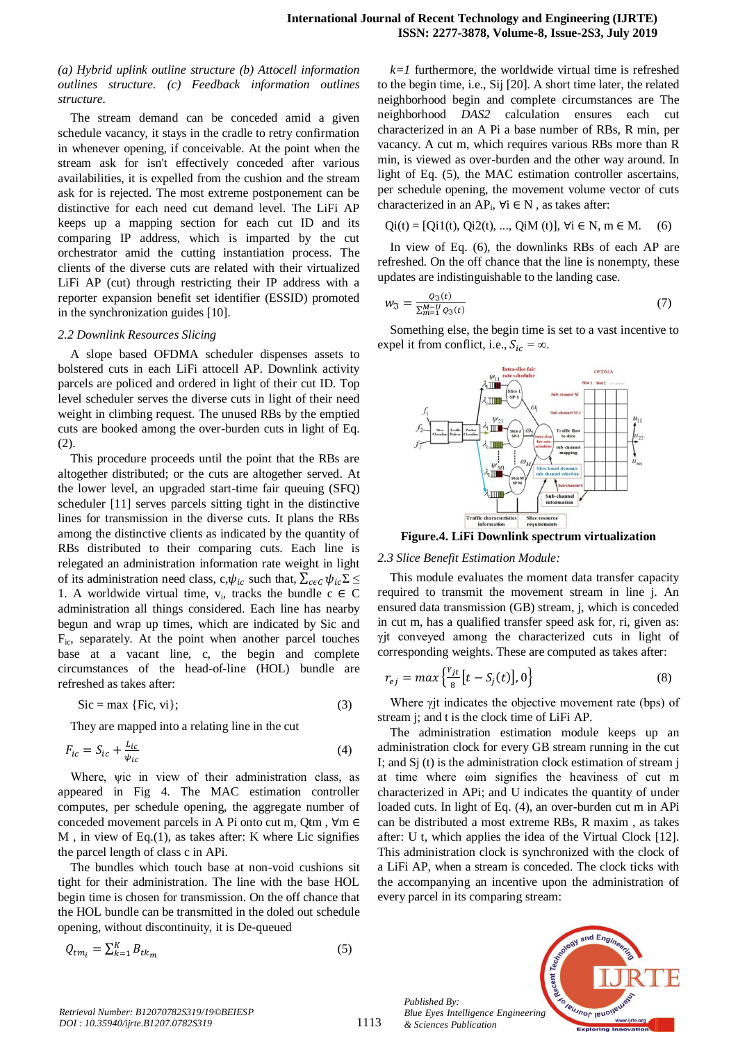*(a) Hybrid uplink outline structure (b) Attocell information outlines structure. (c) Feedback information outlines structure.*

The stream demand can be conceded amid a given schedule vacancy, it stays in the cradle to retry confirmation in whenever opening, if conceivable. At the point when the stream ask for isn't effectively conceded after various availabilities, it is expelled from the cushion and the stream ask for is rejected. The most extreme postponement can be distinctive for each need cut demand level. The LiFi AP keeps up a mapping section for each cut ID and its comparing IP address, which is imparted by the cut orchestrator amid the cutting instantiation process. The clients of the diverse cuts are related with their virtualized LiFi AP (cut) through restricting their IP address with a reporter expansion benefit set identifier (ESSID) promoted in the synchronization guides [10].

### *2.2 Downlink Resources Slicing*

A slope based OFDMA scheduler dispenses assets to bolstered cuts in each LiFi attocell AP. Downlink activity parcels are policed and ordered in light of their cut ID. Top level scheduler serves the diverse cuts in light of their need weight in climbing request. The unused RBs by the emptied cuts are booked among the over-burden cuts in light of Eq. (2).

This procedure proceeds until the point that the RBs are altogether distributed; or the cuts are altogether served. At the lower level, an upgraded start-time fair queuing (SFQ) scheduler [11] serves parcels sitting tight in the distinctive lines for transmission in the diverse cuts. It plans the RBs among the distinctive clients as indicated by the quantity of RBs distributed to their comparing cuts. Each line is relegated an administration information rate weight in light of its administration need class, c,$\psi_{ic}$ such that, $\sum_{c\epsilon C}\psi_{ic}\Sigma \leq 1$. A worldwide virtual time, $v_i$, tracks the bundle c ∈ C administration all things considered. Each line has nearby begun and wrap up times, which are indicated by Sic and $F_{ic}$, separately. At the point when another parcel touches base at a vacant line, c, the begin and complete circumstances of the head-of-line (HOL) bundle are refreshed as takes after:

$$\text{Sic} = \max \{\text{Fic}, \text{vi}\}; \tag{3}$$

They are mapped into a relating line in the cut

$$F_{ic} = S_{ic} + \frac{L_{ic}}{\psi_{ic}} \tag{4}$$

Where, ψic in view of their administration class, as appeared in Fig 4. The MAC estimation controller computes, per schedule opening, the aggregate number of conceded movement parcels in A Pi onto cut m, Qtm , ∀m ∈ M , in view of Eq.(1), as takes after: K where Lic signifies the parcel length of class c in APi.

The bundles which touch base at non-void cushions sit tight for their administration. The line with the base HOL begin time is chosen for transmission. On the off chance that the HOL bundle can be transmitted in the doled out schedule opening, without discontinuity, it is De-queued

$$Q_{tm_i} = \sum_{k=1}^{K} B_{tk_m} \tag{5}$$

*k=1* furthermore, the worldwide virtual time is refreshed to the begin time, i.e., Sij [20]. A short time later, the related neighborhood begin and complete circumstances are The neighborhood *DAS2* calculation ensures each cut characterized in an A Pi a base number of RBs, R min, per vacancy. A cut m, which requires various RBs more than R min, is viewed as over-burden and the other way around. In light of Eq. (5), the MAC estimation controller ascertains, per schedule opening, the movement volume vector of cuts characterized in an $AP_i$, ∀i ∈ N , as takes after:

$$\text{Qi(t)} = [\text{Qi1(t), Qi2(t), ..., QiM (t)}],\ \forall i \in N,\ m \in M. \tag{6}$$

In view of Eq. (6), the downlinks RBs of each AP are refreshed. On the off chance that the line is nonempty, these updates are indistinguishable to the landing case.

$$w_{\mathfrak{J}} = \frac{Q_{\mathfrak{J}}(t)}{\sum_{m=1}^{M-U} Q_{\mathfrak{J}}(t)} \tag{7}$$

Something else, the begin time is set to a vast incentive to expel it from conflict, i.e., $S_{ic} = \infty$.

**Figure.4. LiFi Downlink spectrum virtualization**

### *2.3 Slice Benefit Estimation Module:*

This module evaluates the moment data transfer capacity required to transmit the movement stream in line j. An ensured data transmission (GB) stream, j, which is conceded in cut m, has a qualified transfer speed ask for, ri, given as: γjt conveyed among the characterized cuts in light of corresponding weights. These are computed as takes after:

$$r_{ej} = max\left\{\frac{\gamma_{jt}}{8}\left[t - S_j(t)\right], 0\right\} \tag{8}$$

Where γjt indicates the objective movement rate (bps) of stream j; and t is the clock time of LiFi AP.

The administration estimation module keeps up an administration clock for every GB stream running in the cut I; and Sj (t) is the administration clock estimation of stream j at time where ωim signifies the heaviness of cut m characterized in APi; and U indicates the quantity of under loaded cuts. In light of Eq. (4), an over-burden cut m in APi can be distributed a most extreme RBs, R maxim , as takes after: U t, which applies the idea of the Virtual Clock [12]. This administration clock is synchronized with the clock of a LiFi AP, when a stream is conceded. The clock ticks with the accompanying an incentive upon the administration of every parcel in its comparing stream: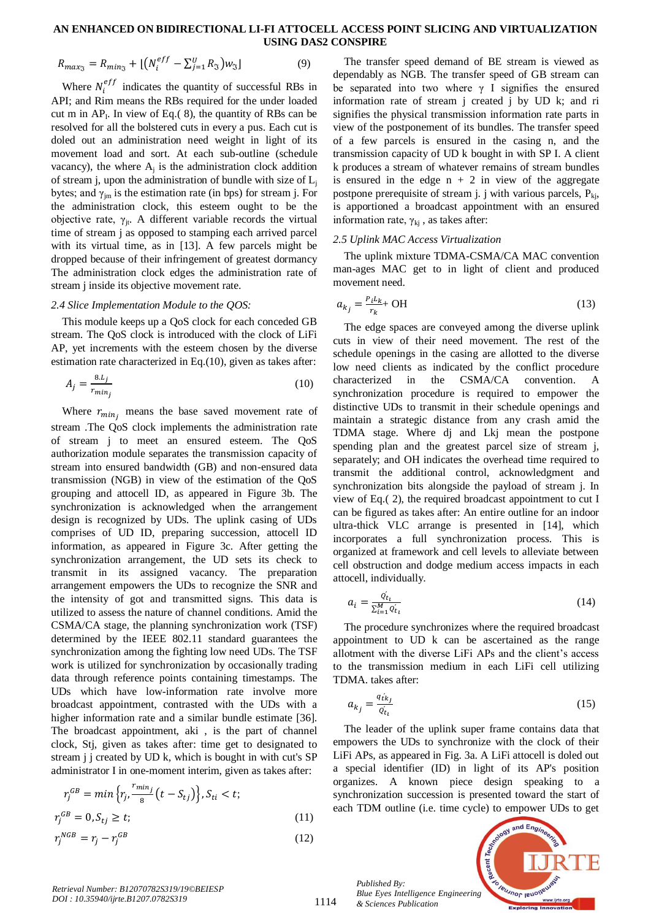$$R_{max_{\mathfrak{Z}}} = R_{min_{\mathfrak{Z}}} + \lfloor (N_i^{eff} - \sum_{j=1}^{U} R_{\mathfrak{Z}}) w_{\mathfrak{Z}} \rfloor \quad (9)$$

Where $N_i^{eff}$ indicates the quantity of successful RBs in API; and Rim means the RBs required for the under loaded cut m in $AP_I$. In view of Eq.( 8), the quantity of RBs can be resolved for all the bolstered cuts in every a pus. Each cut is doled out an administration need weight in light of its movement load and sort. At each sub-outline (schedule vacancy), the where $A_j$ is the administration clock addition of stream j, upon the administration of bundle with size of $L_j$ bytes; and $\gamma_{jm}$ is the estimation rate (in bps) for stream j. For the administration clock, this esteem ought to be the objective rate, $\gamma_{jt}$. A different variable records the virtual time of stream j as opposed to stamping each arrived parcel with its virtual time, as in [13]. A few parcels might be dropped because of their infringement of greatest dormancy The administration clock edges the administration rate of stream j inside its objective movement rate.

### *2.4 Slice Implementation Module to the QOS:*

This module keeps up a QoS clock for each conceded GB stream. The QoS clock is introduced with the clock of LiFi AP, yet increments with the esteem chosen by the diverse estimation rate characterized in Eq.(10), given as takes after:

$$A_j = \frac{8.L_j}{r_{min_j}} \quad (10)$$

Where $r_{min_j}$ means the base saved movement rate of stream .The QoS clock implements the administration rate of stream j to meet an ensured esteem. The QoS authorization module separates the transmission capacity of stream into ensured bandwidth (GB) and non-ensured data transmission (NGB) in view of the estimation of the QoS grouping and attocell ID, as appeared in Figure 3b. The synchronization is acknowledged when the arrangement design is recognized by UDs. The uplink casing of UDs comprises of UD ID, preparing succession, attocell ID information, as appeared in Figure 3c. After getting the synchronization arrangement, the UD sets its check to transmit in its assigned vacancy. The preparation arrangement empowers the UDs to recognize the SNR and the intensity of got and transmitted signs. This data is utilized to assess the nature of channel conditions. Amid the CSMA/CA stage, the planning synchronization work (TSF) determined by the IEEE 802.11 standard guarantees the synchronization among the fighting low need UDs. The TSF work is utilized for synchronization by occasionally trading data through reference points containing timestamps. The UDs which have low-information rate involve more broadcast appointment, contrasted with the UDs with a higher information rate and a similar bundle estimate [36]. The broadcast appointment, aki , is the part of channel clock, Stj, given as takes after: time get to designated to stream j j created by UD k, which is bought in with cut's SP administrator I in one-moment interim, given as takes after:

$$r_j^{GB} = min\left\{r_j, \frac{r_{min_j}}{8}(t - S_{tj})\right\}, S_{ti} < t;$$

$$r_j^{GB} = 0, S_{tj} \geq t; \quad (11)$$

$$r_j^{NGB} = r_j - r_j^{GB} \quad (12)$$

The transfer speed demand of BE stream is viewed as dependably as NGB. The transfer speed of GB stream can be separated into two where γ I signifies the ensured information rate of stream j created j by UD k; and ri signifies the physical transmission information rate parts in view of the postponement of its bundles. The transfer speed of a few parcels is ensured in the casing n, and the transmission capacity of UD k bought in with SP I. A client k produces a stream of whatever remains of stream bundles is ensured in the edge n + 2 in view of the aggregate postpone prerequisite of stream j. with various parcels, $P_{kj}$, is apportioned a broadcast appointment with an ensured information rate, $\gamma_{kj}$ , as takes after:

### *2.5 Uplink MAC Access Virtualization*

The uplink mixture TDMA-CSMA/CA MAC convention man-ages MAC get to in light of client and produced movement need.

$$a_{k_j} = \frac{P_i L_k}{r_k} + \text{OH} \quad (13)$$

The edge spaces are conveyed among the diverse uplink cuts in view of their need movement. The rest of the schedule openings in the casing are allotted to the diverse low need clients as indicated by the conflict procedure characterized in the CSMA/CA convention. A synchronization procedure is required to empower the distinctive UDs to transmit in their schedule openings and maintain a strategic distance from any crash amid the TDMA stage. Where dj and Lkj mean the postpone spending plan and the greatest parcel size of stream j, separately; and OH indicates the overhead time required to transmit the additional control, acknowledgment and synchronization bits alongside the payload of stream j. In view of Eq.( 2), the required broadcast appointment to cut I can be figured as takes after: An entire outline for an indoor ultra-thick VLC arrange is presented in [14], which incorporates a full synchronization process. This is organized at framework and cell levels to alleviate between cell obstruction and dodge medium access impacts in each attocell, individually.

$$a_i = \frac{\acute{Q}_{t_i}}{\sum_{i=1}^{M} \acute{Q}_{t_i}} \quad (14)$$

The procedure synchronizes where the required broadcast appointment to UD k can be ascertained as the range allotment with the diverse LiFi APs and the client's access to the transmission medium in each LiFi cell utilizing TDMA. takes after:

$$a_{k_j} = \frac{q_{\acute{t}k_j}}{\acute{Q}_{t_i}} \quad (15)$$

The leader of the uplink super frame contains data that empowers the UDs to synchronize with the clock of their LiFi APs, as appeared in Fig. 3a. A LiFi attocell is doled out a special identifier (ID) in light of its AP's position organizes. A known piece design speaking to a synchronization succession is presented toward the start of each TDM outline (i.e. time cycle) to empower UDs to get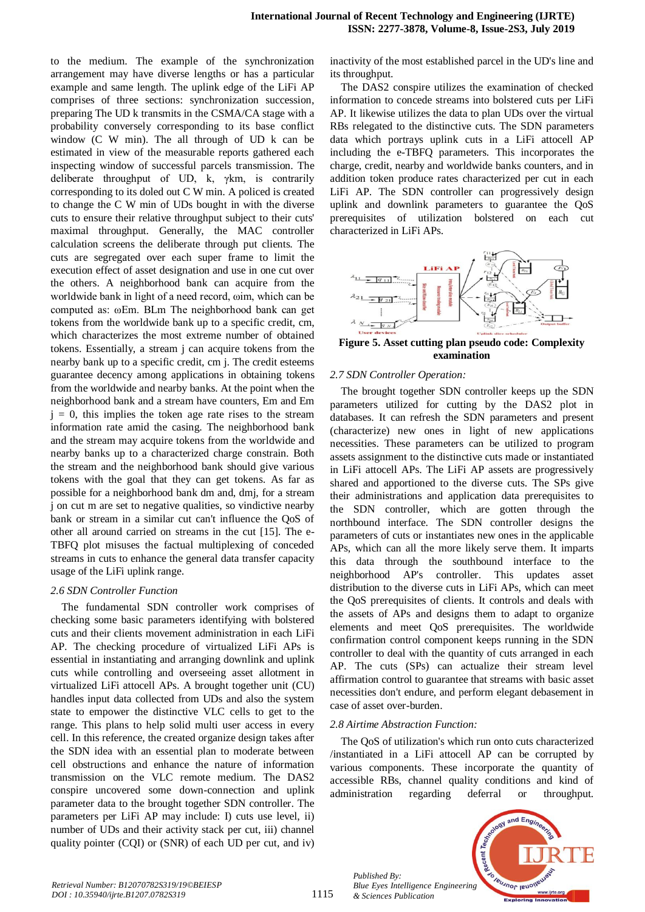to the medium. The example of the synchronization arrangement may have diverse lengths or has a particular example and same length. The uplink edge of the LiFi AP comprises of three sections: synchronization succession, preparing The UD k transmits in the CSMA/CA stage with a probability conversely corresponding to its base conflict window (C W min). The all through of UD k can be estimated in view of the measurable reports gathered each inspecting window of successful parcels transmission. The deliberate throughput of UD, k, $\gamma km$, is contrarily corresponding to its doled out C W min. A policed is created to change the C W min of UDs bought in with the diverse cuts to ensure their relative throughput subject to their cuts' maximal throughput. Generally, the MAC controller calculation screens the deliberate through put clients. The cuts are segregated over each super frame to limit the execution effect of asset designation and use in one cut over the others. A neighborhood bank can acquire from the worldwide bank in light of a need record, $\omega im$, which can be computed as: $\omega Em$. BLm The neighborhood bank can get tokens from the worldwide bank up to a specific credit, cm, which characterizes the most extreme number of obtained tokens. Essentially, a stream j can acquire tokens from the nearby bank up to a specific credit, cm j. The credit esteems guarantee decency among applications in obtaining tokens from the worldwide and nearby banks. At the point when the neighborhood bank and a stream have counters, Em and Em j = 0, this implies the token age rate rises to the stream information rate amid the casing. The neighborhood bank and the stream may acquire tokens from the worldwide and nearby banks up to a characterized charge constrain. Both the stream and the neighborhood bank should give various tokens with the goal that they can get tokens. As far as possible for a neighborhood bank dm and, dmj, for a stream j on cut m are set to negative qualities, so vindictive nearby bank or stream in a similar cut can't influence the QoS of other all around carried on streams in the cut [15]. The e-TBFQ plot misuses the factual multiplexing of conceded streams in cuts to enhance the general data transfer capacity usage of the LiFi uplink range.

### 2.6 SDN Controller Function

The fundamental SDN controller work comprises of checking some basic parameters identifying with bolstered cuts and their clients movement administration in each LiFi AP. The checking procedure of virtualized LiFi APs is essential in instantiating and arranging downlink and uplink cuts while controlling and overseeing asset allotment in virtualized LiFi attocell APs. A brought together unit (CU) handles input data collected from UDs and also the system state to empower the distinctive VLC cells to get to the range. This plans to help solid multi user access in every cell. In this reference, the created organize design takes after the SDN idea with an essential plan to moderate between cell obstructions and enhance the nature of information transmission on the VLC remote medium. The DAS2 conspire uncovered some down-connection and uplink parameter data to the brought together SDN controller. The parameters per LiFi AP may include: I) cuts use level, ii) number of UDs and their activity stack per cut, iii) channel quality pointer (CQI) or (SNR) of each UD per cut, and iv) inactivity of the most established parcel in the UD's line and its throughput.

The DAS2 conspire utilizes the examination of checked information to concede streams into bolstered cuts per LiFi AP. It likewise utilizes the data to plan UDs over the virtual RBs relegated to the distinctive cuts. The SDN parameters data which portrays uplink cuts in a LiFi attocell AP including the e-TBFQ parameters. This incorporates the charge, credit, nearby and worldwide banks counters, and in addition token produce rates characterized per cut in each LiFi AP. The SDN controller can progressively design uplink and downlink parameters to guarantee the QoS prerequisites of utilization bolstered on each cut characterized in LiFi APs.

**Figure 5. Asset cutting plan pseudo code: Complexity examination**

### 2.7 SDN Controller Operation:

The brought together SDN controller keeps up the SDN parameters utilized for cutting by the DAS2 plot in databases. It can refresh the SDN parameters and present (characterize) new ones in light of new applications necessities. These parameters can be utilized to program assets assignment to the distinctive cuts made or instantiated in LiFi attocell APs. The LiFi AP assets are progressively shared and apportioned to the diverse cuts. The SPs give their administrations and application data prerequisites to the SDN controller, which are gotten through the northbound interface. The SDN controller designs the parameters of cuts or instantiates new ones in the applicable APs, which can all the more likely serve them. It imparts this data through the southbound interface to the neighborhood AP's controller. This updates asset distribution to the diverse cuts in LiFi APs, which can meet the QoS prerequisites of clients. It controls and deals with the assets of APs and designs them to adapt to organize elements and meet QoS prerequisites. The worldwide confirmation control component keeps running in the SDN controller to deal with the quantity of cuts arranged in each AP. The cuts (SPs) can actualize their stream level affirmation control to guarantee that streams with basic asset necessities don't endure, and perform elegant debasement in case of asset over-burden.

### 2.8 Airtime Abstraction Function:

The QoS of utilization's which run onto cuts characterized /instantiated in a LiFi attocell AP can be corrupted by various components. These incorporate the quantity of accessible RBs, channel quality conditions and kind of administration regarding deferral or throughput.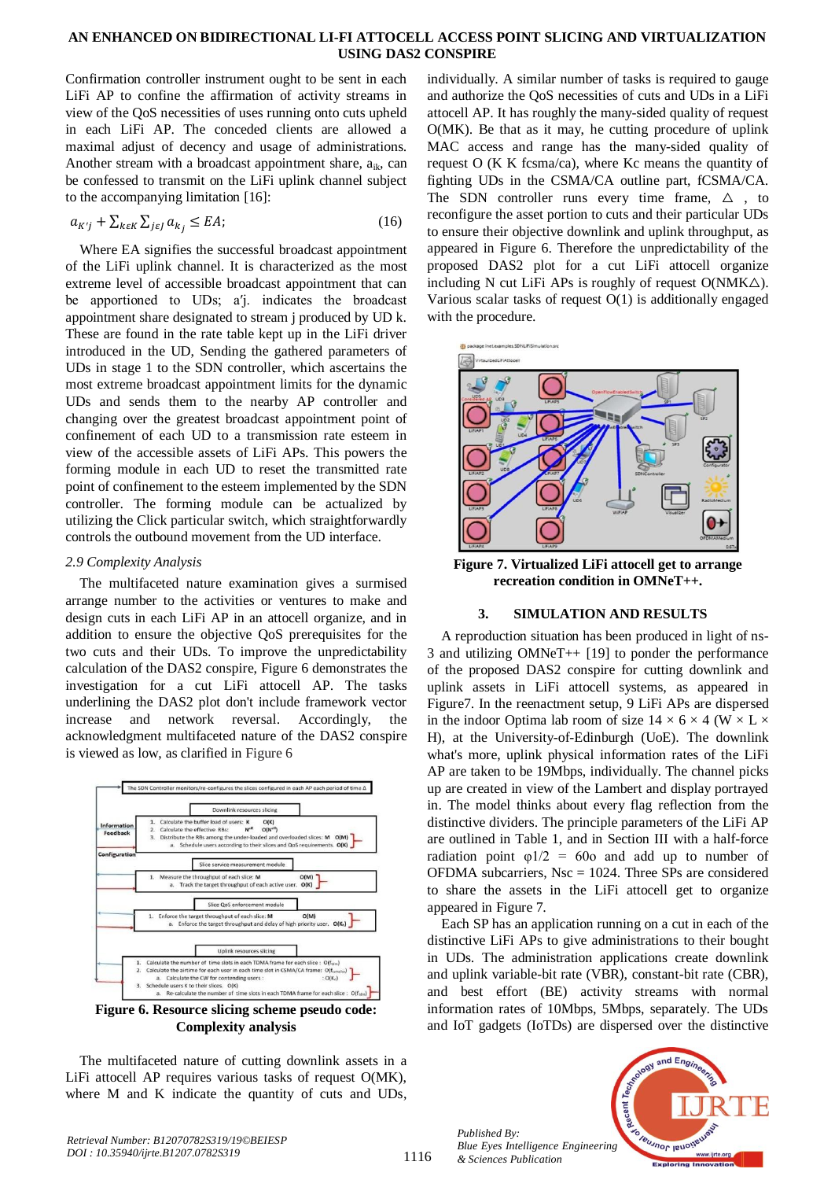Confirmation controller instrument ought to be sent in each LiFi AP to confine the affirmation of activity streams in view of the QoS necessities of uses running onto cuts upheld in each LiFi AP. The conceded clients are allowed a maximal adjust of decency and usage of administrations. Another stream with a broadcast appointment share, $a_{ik}$, can be confessed to transmit on the LiFi uplink channel subject to the accompanying limitation [16]:

$$a_{K'j} + \sum_{k\epsilon K} \sum_{j\epsilon J} a_{k_j} \leq EA; \qquad (16)$$

Where EA signifies the successful broadcast appointment of the LiFi uplink channel. It is characterized as the most extreme level of accessible broadcast appointment that can be apportioned to UDs; a′j. indicates the broadcast appointment share designated to stream j produced by UD k. These are found in the rate table kept up in the LiFi driver introduced in the UD, Sending the gathered parameters of UDs in stage 1 to the SDN controller, which ascertains the most extreme broadcast appointment limits for the dynamic UDs and sends them to the nearby AP controller and changing over the greatest broadcast appointment point of confinement of each UD to a transmission rate esteem in view of the accessible assets of LiFi APs. This powers the forming module in each UD to reset the transmitted rate point of confinement to the esteem implemented by the SDN controller. The forming module can be actualized by utilizing the Click particular switch, which straightforwardly controls the outbound movement from the UD interface.

### 2.9 Complexity Analysis

The multifaceted nature examination gives a surmised arrange number to the activities or ventures to make and design cuts in each LiFi AP in an attocell organize, and in addition to ensure the objective QoS prerequisites for the two cuts and their UDs. To improve the unpredictability calculation of the DAS2 conspire, Figure 6 demonstrates the investigation for a cut LiFi attocell AP. The tasks underlining the DAS2 plot don't include framework vector increase and network reversal. Accordingly, the acknowledgment multifaceted nature of the DAS2 conspire is viewed as low, as clarified in Figure 6

**Figure 6. Resource slicing scheme pseudo code: Complexity analysis**

The multifaceted nature of cutting downlink assets in a LiFi attocell AP requires various tasks of request O(MK), where M and K indicate the quantity of cuts and UDs, individually. A similar number of tasks is required to gauge and authorize the QoS necessities of cuts and UDs in a LiFi attocell AP. It has roughly the many-sided quality of request O(MK). Be that as it may, he cutting procedure of uplink MAC access and range has the many-sided quality of request O (K K fcsma/ca), where Kc means the quantity of fighting UDs in the CSMA/CA outline part, fCSMA/CA. The SDN controller runs every time frame, △ , to reconfigure the asset portion to cuts and their particular UDs to ensure their objective downlink and uplink throughput, as appeared in Figure 6. Therefore the unpredictability of the proposed DAS2 plot for a cut LiFi attocell organize including N cut LiFi APs is roughly of request O(NMK△). Various scalar tasks of request O(1) is additionally engaged with the procedure.

**Figure 7. Virtualized LiFi attocell get to arrange recreation condition in OMNeT++.**

## 3. SIMULATION AND RESULTS

A reproduction situation has been produced in light of ns-3 and utilizing OMNeT++ [19] to ponder the performance of the proposed DAS2 conspire for cutting downlink and uplink assets in LiFi attocell assets, as appeared in Figure7. In the reenactment setup, 9 LiFi APs are dispersed in the indoor Optima lab room of size 14 × 6 × 4 (W × L × H), at the University-of-Edinburgh (UoE). The downlink what's more, uplink physical information rates of the LiFi AP are taken to be 19Mbps, individually. The channel picks up are created in view of the Lambert and display portrayed in. The model thinks about every flag reflection from the distinctive dividers. The principle parameters of the LiFi AP are outlined in Table 1, and in Section III with a half-force radiation point φ1/2 = 60o and add up to number of OFDMA subcarriers, Nsc = 1024. Three SPs are considered to share the assets in the LiFi attocell get to organize appeared in Figure 7.

Each SP has an application running on a cut in each of the distinctive LiFi APs to give administrations to their bought in UDs. The administration applications create downlink and uplink variable-bit rate (VBR), constant-bit rate (CBR), and best effort (BE) activity streams with normal information rates of 10Mbps, 5Mbps, separately. The UDs and IoT gadgets (IoTDs) are dispersed over the distinctive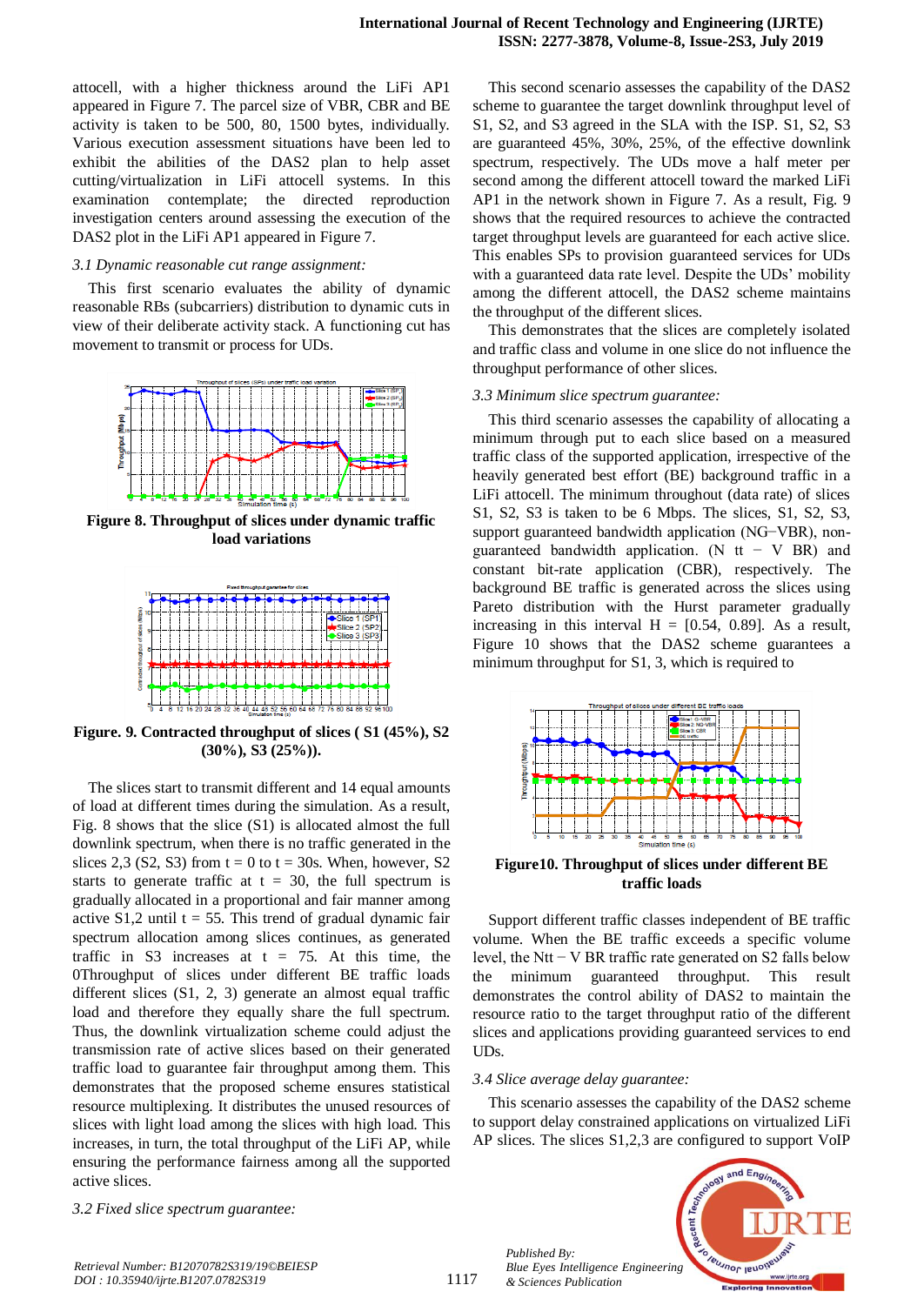attocell, with a higher thickness around the LiFi AP1 appeared in Figure 7. The parcel size of VBR, CBR and BE activity is taken to be 1500, 80, 1500 bytes, individually. Various execution assessment situations have been led to exhibit the abilities of the DAS2 plan to help asset cutting/virtualization in LiFi attocell systems. In this examination contemplate; the directed reproduction investigation centers around assessing the execution of the DAS2 plot in the LiFi AP1 appeared in Figure 7.

### *3.1 Dynamic reasonable cut range assignment:*

This first scenario evaluates the ability of dynamic reasonable RBs (subcarriers) distribution to dynamic cuts in view of their deliberate activity stack. A functioning cut has movement to transmit or process for UDs.

**Figure 8. Throughput of slices under dynamic traffic load variations**

**Figure. 9. Contracted throughput of slices ( S1 (45%), S2 (30%), S3 (25%)).**

The slices start to transmit different and 14 equal amounts of load at different times during the simulation. As a result, Fig. 8 shows that the slice (S1) is allocated almost the full downlink spectrum, when there is no traffic generated in the slices 2,3 (S2, S3) from t = 0 to t = 30s. When, however, S2 starts to generate traffic at t = 30, the full spectrum is gradually allocated in a proportional and fair manner among active S1,2 until t = 55. This trend of gradual dynamic fair spectrum allocation among slices continues, as generated traffic in S3 increases at t = 75. At this time, the 0Throughput of slices under different BE traffic loads different slices (S1, 2, 3) generate an almost equal traffic load and therefore they equally share the full spectrum. Thus, the downlink virtualization scheme could adjust the transmission rate of active slices based on their generated traffic load to guarantee fair throughput among them. This demonstrates that the proposed scheme ensures statistical resource multiplexing. It distributes the unused resources of slices with light load among the slices with high load. This increases, in turn, the total throughput of the LiFi AP, while ensuring the performance fairness among all the supported active slices.

### *3.2 Fixed slice spectrum guarantee:*

This second scenario assesses the capability of the DAS2 scheme to guarantee the target downlink throughput level of S1, S2, and S3 agreed in the SLA with the ISP. S1, S2, S3 are guaranteed 45%, 30%, 25%, of the effective downlink spectrum, respectively. The UDs move a half meter per second among the different attocell toward the marked LiFi AP1 in the network shown in Figure 7. As a result, Fig. 9 shows that the required resources to achieve the contracted target throughput levels are guaranteed for each active slice. This enables SPs to provision guaranteed services for UDs with a guaranteed data rate level. Despite the UDs' mobility among the different attocell, the DAS2 scheme maintains the throughput of the different slices.

This demonstrates that the slices are completely isolated and traffic class and volume in one slice do not influence the throughput performance of other slices.

### *3.3 Minimum slice spectrum guarantee:*

This third scenario assesses the capability of allocating a minimum through put to each slice based on a measured traffic class of the supported application, irrespective of the heavily generated best effort (BE) background traffic in a LiFi attocell. The minimum throughput (data rate) of slices S1, S2, S3 is taken to be 6 Mbps. The slices, S1, S2, S3, support guaranteed bandwidth application (NG−VBR), non-guaranteed bandwidth application. (N tt − V BR) and constant bit-rate application (CBR), respectively. The background BE traffic is generated across the slices using Pareto distribution with the Hurst parameter gradually increasing in this interval H = [0.54, 0.89]. As a result, Figure 10 shows that the DAS2 scheme guarantees a minimum throughput for S1, 3, which is required to

**Figure10. Throughput of slices under different BE traffic loads**

Support different traffic classes independent of BE traffic volume. When the BE traffic exceeds a specific volume level, the Ntt − V BR traffic rate generated on S2 falls below the minimum guaranteed throughput. This result demonstrates the control ability of DAS2 to maintain the resource ratio to the target throughput ratio of the different slices and applications providing guaranteed services to end UDs.

### *3.4 Slice average delay guarantee:*

This scenario assesses the capability of the DAS2 scheme to support delay constrained applications on virtualized LiFi AP slices. The slices S1,2,3 are configured to support VoIP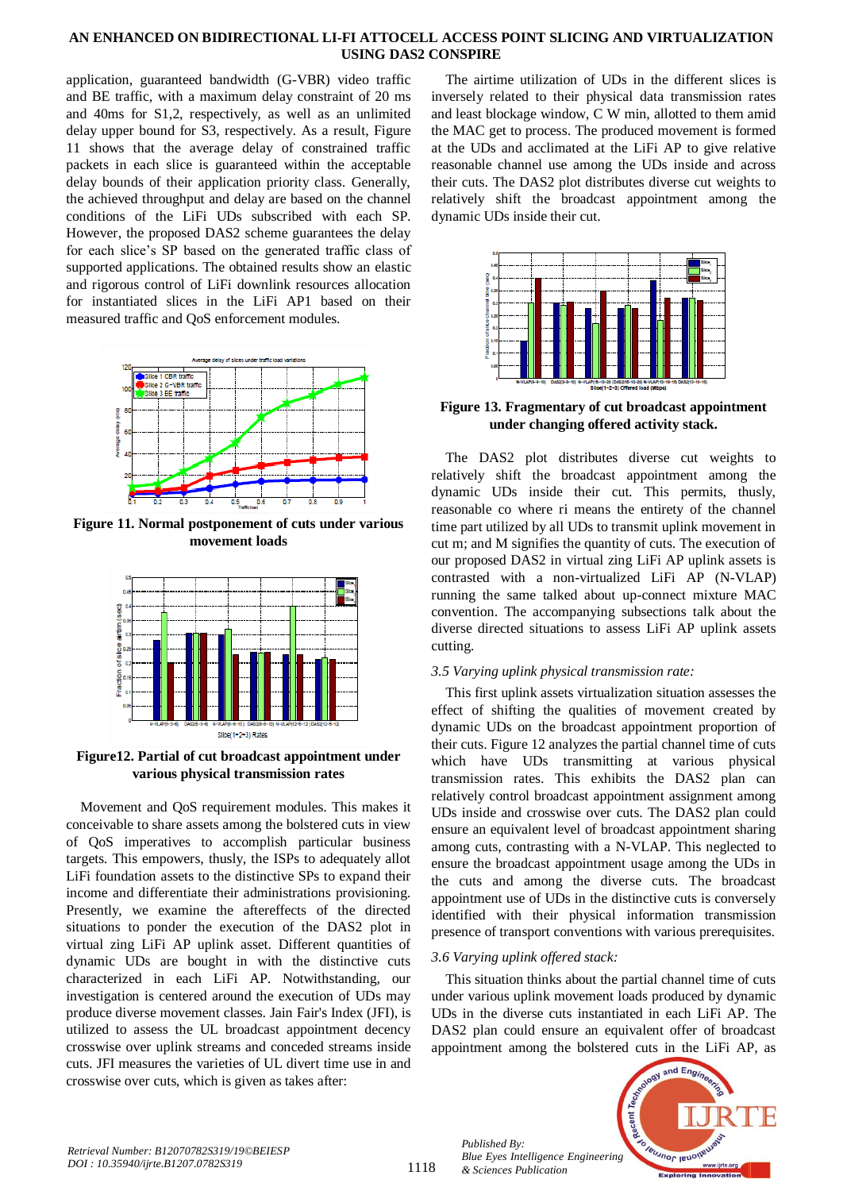application, guaranteed bandwidth (G-VBR) video traffic and BE traffic, with a maximum delay constraint of 20 ms and 40ms for S1,2, respectively, as well as an unlimited delay upper bound for S3, respectively. As a result, Figure 11 shows that the average delay of constrained traffic packets in each slice is guaranteed within the acceptable delay bounds of their application priority class. Generally, the achieved throughput and delay are based on the channel conditions of the LiFi UDs subscribed with each SP. However, the proposed DAS2 scheme guarantees the delay for each slice's SP based on the generated traffic class of supported applications. The obtained results show an elastic and rigorous control of LiFi downlink resources allocation for instantiated slices in the LiFi AP1 based on their measured traffic and QoS enforcement modules.

**Figure 11. Normal postponement of cuts under various movement loads**

**Figure12. Partial of cut broadcast appointment under various physical transmission rates**

Movement and QoS requirement modules. This makes it conceivable to share assets among the bolstered cuts in view of QoS imperatives to accomplish particular business targets. This empowers, thusly, the ISPs to adequately allot LiFi foundation assets to the distinctive SPs to expand their income and differentiate their administrations provisioning. Presently, we examine the aftereffects of the directed situations to ponder the execution of the DAS2 plot in virtual zing LiFi AP uplink asset. Different quantities of dynamic UDs are bought in with the distinctive cuts characterized in each LiFi AP. Notwithstanding, our investigation is centered around the execution of UDs may produce diverse movement classes. Jain Fair's Index (JFI), is utilized to assess the UL broadcast appointment decency crosswise over uplink streams and conceded streams inside cuts. JFI measures the varieties of UL divert time use in and crosswise over cuts, which is given as takes after:

The airtime utilization of UDs in the different slices is inversely related to their physical data transmission rates and least blockage window, C W min, allotted to them amid the MAC get to process. The produced movement is formed at the UDs and acclimated at the LiFi AP to give relative reasonable channel use among the UDs inside and across their cuts. The DAS2 plot distributes diverse cut weights to relatively shift the broadcast appointment among the dynamic UDs inside their cut.

**Figure 13. Fragmentary of cut broadcast appointment under changing offered activity stack.**

The DAS2 plot distributes diverse cut weights to relatively shift the broadcast appointment among the dynamic UDs inside their cut. This permits, thusly, reasonable co where ri means the entirety of the channel time part utilized by all UDs to transmit uplink movement in cut m; and M signifies the quantity of cuts. The execution of our proposed DAS2 in virtual zing LiFi AP uplink assets is contrasted with a non-virtualized LiFi AP (N-VLAP) running the same talked about up-connect mixture MAC convention. The accompanying subsections talk about the diverse directed situations to assess LiFi AP uplink assets cutting.

### *3.5 Varying uplink physical transmission rate:*

This first uplink assets virtualization situation assesses the effect of shifting the qualities of movement created by dynamic UDs on the broadcast appointment proportion of their cuts. Figure 12 analyzes the partial channel time of cuts which have UDs transmitting at various physical transmission rates. This exhibits the DAS2 plan can relatively control broadcast appointment assignment among UDs inside and crosswise over cuts. The DAS2 plan could ensure an equivalent level of broadcast appointment sharing among cuts, contrasting with a N-VLAP. This neglected to ensure the broadcast appointment usage among the UDs in the cuts and among the diverse cuts. The broadcast appointment use of UDs in the distinctive cuts is conversely identified with their physical information transmission presence of transport conventions with various prerequisites.

### *3.6 Varying uplink offered stack:*

This situation thinks about the partial channel time of cuts under various uplink movement loads produced by dynamic UDs in the diverse cuts instantiated in each LiFi AP. The DAS2 plan could ensure an equivalent offer of broadcast appointment among the bolstered cuts in the LiFi AP, as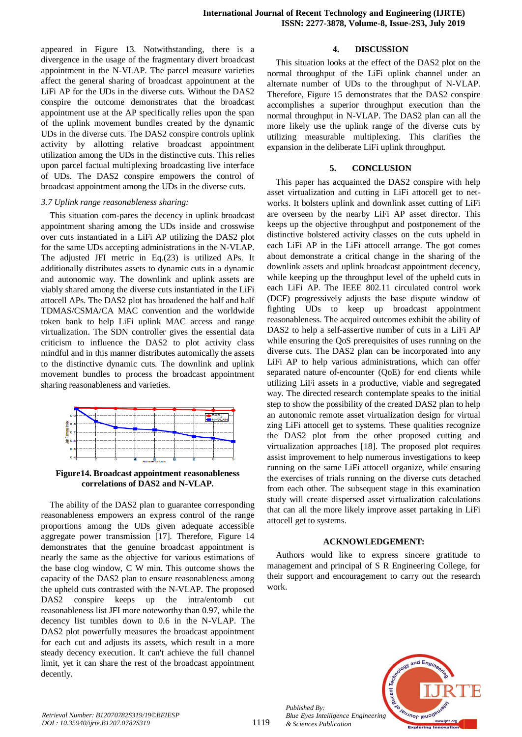appeared in Figure 13. Notwithstanding, there is a divergence in the usage of the fragmentary divert broadcast appointment in the N-VLAP. The parcel measure varieties affect the general sharing of broadcast appointment at the LiFi AP for the UDs in the diverse cuts. Without the DAS2 conspire the outcome demonstrates that the broadcast appointment use at the AP specifically relies upon the span of the uplink movement bundles created by the dynamic UDs in the diverse cuts. The DAS2 conspire controls uplink activity by allotting relative broadcast appointment utilization among the UDs in the distinctive cuts. This relies upon parcel factual multiplexing broadcasting live interface of UDs. The DAS2 conspire empowers the control of broadcast appointment among the UDs in the diverse cuts.

### *3.7 Uplink range reasonableness sharing:*

This situation com-pares the decency in uplink broadcast appointment sharing among the UDs inside and crosswise over cuts instantiated in a LiFi AP utilizing the DAS2 plot for the same UDs accepting administrations in the N-VLAP. The adjusted JFI metric in Eq.(23) is utilized APs. It additionally distributes assets to dynamic cuts in a dynamic and autonomic way. The downlink and uplink assets are viably shared among the diverse cuts instantiated in the LiFi attocell APs. The DAS2 plot has broadened the half and half TDMAS/CSMA/CA MAC convention and the worldwide token bank to help LiFi uplink MAC access and range virtualization. The SDN controller gives the essential data criticism to influence the DAS2 to plot activity class mindful and in this manner distributes automically the assets to the distinctive dynamic cuts. The downlink and uplink movement bundles to process the broadcast appointment sharing reasonableness and varieties.

**Figure14. Broadcast appointment reasonableness correlations of DAS2 and N-VLAP.**

The ability of the DAS2 plan to guarantee corresponding reasonableness empowers an express control of the range proportions among the UDs given adequate accessible aggregate power transmission [17]. Therefore, Figure 14 demonstrates that the genuine broadcast appointment is nearly the same as the objective for various estimations of the base clog window, C W min. This outcome shows the capacity of the DAS2 plan to ensure reasonableness among the upheld cuts contrasted with the N-VLAP. The proposed DAS2 conspire keeps up the intra/entomb cut reasonableness list JFI more noteworthy than 0.97, while the decency list tumbles down to 0.6 in the N-VLAP. The DAS2 plot powerfully measures the broadcast appointment for each cut and adjusts its assets, which result in a more steady decency execution. It can't achieve the full channel limit, yet it can share the rest of the broadcast appointment decently.

## 4. DISCUSSION

This situation looks at the effect of the DAS2 plot on the normal throughput of the LiFi uplink channel under an alternate number of UDs to the throughput of N-VLAP. Therefore, Figure 15 demonstrates that the DAS2 conspire accomplishes a superior throughput execution than the normal throughput in N-VLAP. The DAS2 plan can all the more likely use the uplink range of the diverse cuts by utilizing measurable multiplexing. This clarifies the expansion in the deliberate LiFi uplink throughput.

## 5. CONCLUSION

This paper has acquainted the DAS2 conspire with help asset virtualization and cutting in LiFi attocell get to net-works. It bolsters uplink and downlink asset cutting of LiFi are overseen by the nearby LiFi AP asset director. This keeps up the objective throughput and postponement of the distinctive bolstered activity classes on the cuts upheld in each LiFi AP in the LiFi attocell arrange. The got comes about demonstrate a critical change in the sharing of the downlink assets and uplink broadcast appointment decency, while keeping up the throughput level of the upheld cuts in each LiFi AP. The IEEE 802.11 circulated control work (DCF) progressively adjusts the base dispute window of fighting UDs to keep up broadcast appointment reasonableness. The acquired outcomes exhibit the ability of DAS2 to help a self-assertive number of cuts in a LiFi AP while ensuring the QoS prerequisites of uses running on the diverse cuts. The DAS2 plan can be incorporated into any LiFi AP to help various administrations, which can offer separated nature of-encounter (QoE) for end clients while utilizing LiFi assets in a productive, viable and segregated way. The directed research contemplate speaks to the initial step to show the possibility of the created DAS2 plan to help an autonomic remote asset virtualization design for virtual zing LiFi attocell get to systems. These qualities recognize the DAS2 plot from the other proposed cutting and virtualization approaches [18]. The proposed plot requires assist improvement to help numerous investigations to keep running on the same LiFi attocell organize, while ensuring the exercises of trials running on the diverse cuts detached from each other. The subsequent stage in this examination study will create dispersed asset virtualization calculations that can all the more likely improve asset partaking in LiFi attocell get to systems.

## ACKNOWLEDGEMENT:

Authors would like to express sincere gratitude to management and principal of S R Engineering College, for their support and encouragement to carry out the research work.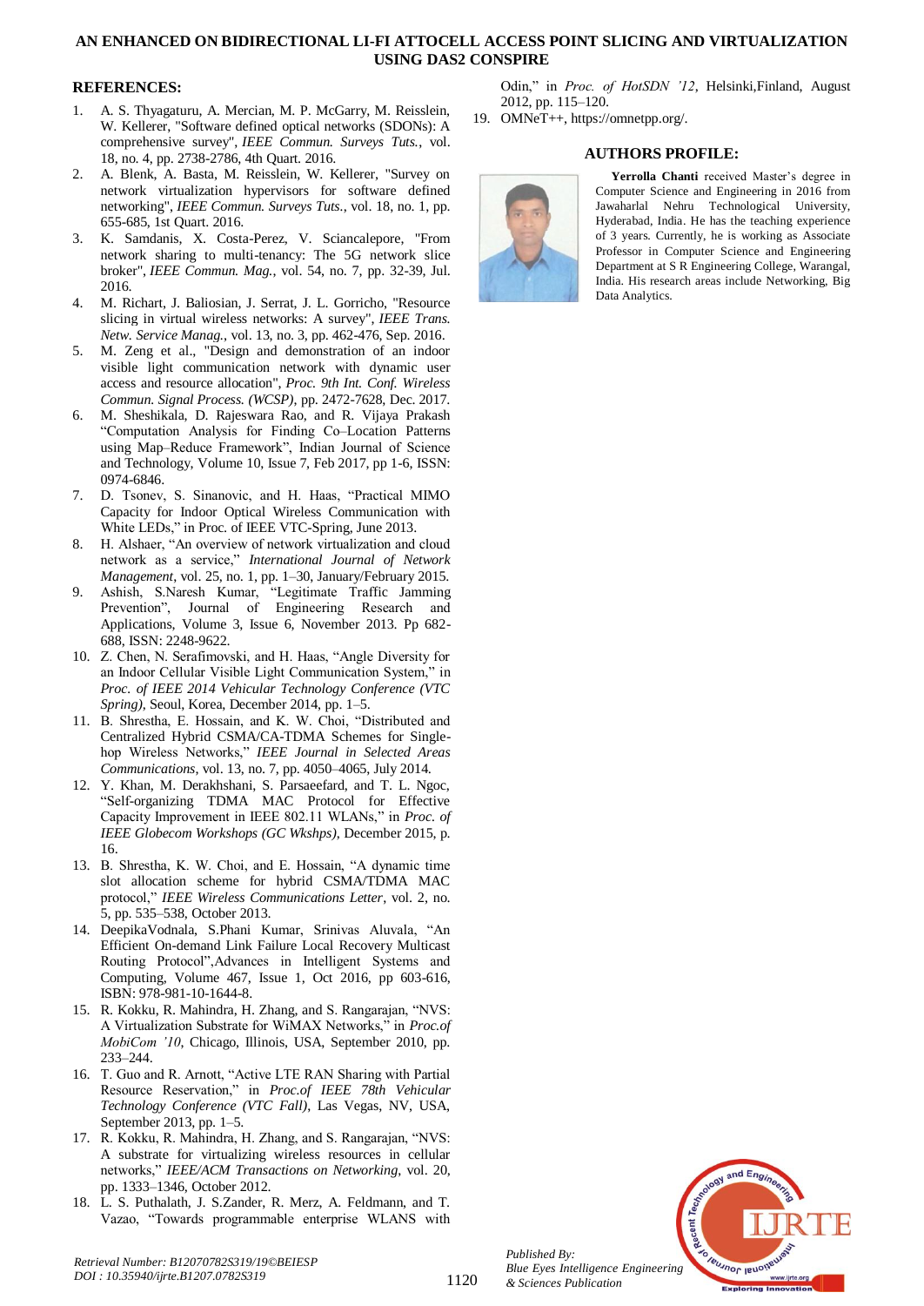## REFERENCES:

1. A. S. Thyagaturu, A. Mercian, M. P. McGarry, M. Reisslein, W. Kellerer, "Software defined optical networks (SDONs): A comprehensive survey", *IEEE Commun. Surveys Tuts.*, vol. 18, no. 4, pp. 2738-2786, 4th Quart. 2016.
2. A. Blenk, A. Basta, M. Reisslein, W. Kellerer, "Survey on network virtualization hypervisors for software defined networking", *IEEE Commun. Surveys Tuts.*, vol. 18, no. 1, pp. 655-685, 1st Quart. 2016.
3. K. Samdanis, X. Costa-Perez, V. Sciancalepore, "From network sharing to multi-tenancy: The 5G network slice broker", *IEEE Commun. Mag.*, vol. 54, no. 7, pp. 32-39, Jul. 2016.
4. M. Richart, J. Baliosian, J. Serrat, J. L. Gorricho, "Resource slicing in virtual wireless networks: A survey", *IEEE Trans. Netw. Service Manag.*, vol. 13, no. 3, pp. 462-476, Sep. 2016.
5. M. Zeng et al., "Design and demonstration of an indoor visible light communication network with dynamic user access and resource allocation", *Proc. 9th Int. Conf. Wireless Commun. Signal Process. (WCSP)*, pp. 2472-7628, Dec. 2017.
6. M. Sheshikala, D. Rajeswara Rao, and R. Vijaya Prakash "Computation Analysis for Finding Co–Location Patterns using Map–Reduce Framework", Indian Journal of Science and Technology, Volume 10, Issue 7, Feb 2017, pp 1-6, ISSN: 0974-6846.
7. D. Tsonev, S. Sinanovic, and H. Haas, "Practical MIMO Capacity for Indoor Optical Wireless Communication with White LEDs," in Proc. of IEEE VTC-Spring, June 2013.
8. H. Alshaer, "An overview of network virtualization and cloud network as a service," *International Journal of Network Management*, vol. 25, no. 1, pp. 1–30, January/February 2015.
9. Ashish, S.Naresh Kumar, "Legitimate Traffic Jamming Prevention", Journal of Engineering Research and Applications, Volume 3, Issue 6, November 2013. Pp 682-688, ISSN: 2248-9622.
10. Z. Chen, N. Serafimovski, and H. Haas, "Angle Diversity for an Indoor Cellular Visible Light Communication System," in *Proc. of IEEE 2014 Vehicular Technology Conference (VTC Spring)*, Seoul, Korea, December 2014, pp. 1–5.
11. B. Shrestha, E. Hossain, and K. W. Choi, "Distributed and Centralized Hybrid CSMA/CA-TDMA Schemes for Single-hop Wireless Networks," *IEEE Journal in Selected Areas Communications*, vol. 13, no. 7, pp. 4050–4065, July 2014.
12. Y. Khan, M. Derakhshani, S. Parsaeefard, and T. L. Ngoc, "Self-organizing TDMA MAC Protocol for Effective Capacity Improvement in IEEE 802.11 WLANs," in *Proc. of IEEE Globecom Workshops (GC Wkshps)*, December 2015, p. 16.
13. B. Shrestha, K. W. Choi, and E. Hossain, "A dynamic time slot allocation scheme for hybrid CSMA/TDMA MAC protocol," *IEEE Wireless Communications Letter*, vol. 2, no. 5, pp. 535–538, October 2013.
14. DeepikaVodnala, S.Phani Kumar, Srinivas Aluvala, "An Efficient On-demand Link Failure Local Recovery Multicast Routing Protocol",Advances in Intelligent Systems and Computing, Volume 467, Issue 1, Oct 2016, pp 603-616, ISBN: 978-981-10-1644-8.
15. R. Kokku, R. Mahindra, H. Zhang, and S. Rangarajan, "NVS: A Virtualization Substrate for WiMAX Networks," in *Proc.of MobiCom '10*, Chicago, Illinois, USA, September 2010, pp. 233–244.
16. T. Guo and R. Arnott, "Active LTE RAN Sharing with Partial Resource Reservation," in *Proc.of IEEE 78th Vehicular Technology Conference (VTC Fall)*, Las Vegas, NV, USA, September 2013, pp. 1–5.
17. R. Kokku, R. Mahindra, H. Zhang, and S. Rangarajan, "NVS: A substrate for virtualizing wireless resources in cellular networks," *IEEE/ACM Transactions on Networking*, vol. 20, pp. 1333–1346, October 2012.
18. L. S. Puthalath, J. S.Zander, R. Merz, A. Feldmann, and T. Vazao, "Towards programmable enterprise WLANS with Odin," in *Proc. of HotSDN '12*, Helsinki,Finland, August 2012, pp. 115–120.
19. OMNeT++, https://omnetpp.org/.

## AUTHORS PROFILE:

**Yerrolla Chanti** received Master's degree in Computer Science and Engineering in 2016 from Jawaharlal Nehru Technological University, Hyderabad, India. He has the teaching experience of 3 years. Currently, he is working as Associate Professor in Computer Science and Engineering Department at S R Engineering College, Warangal, India. His research areas include Networking, Big Data Analytics.